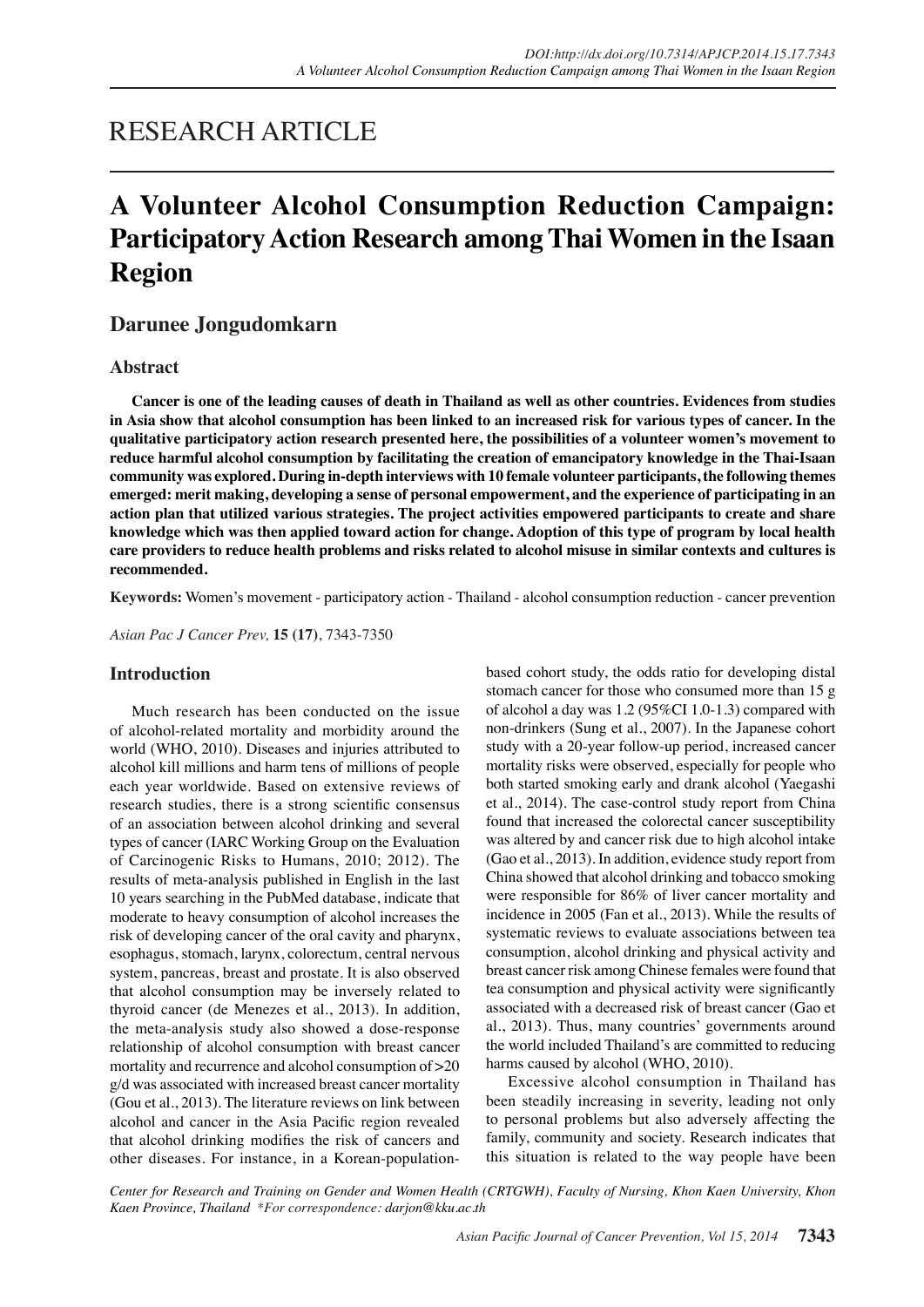RESEARCH ARTICLE

# A Volunteer Alcohol Consumption Reduction Campaign: Participatory Action Research among Thai Women in the Isaan Region

## Darunee Jongudomkarn

### Abstract

**Cancer is one of the leading causes of death in Thailand as well as other countries. Evidences from studies in Asia show that alcohol consumption has been linked to an increased risk for various types of cancer. In the qualitative participatory action research presented here, the possibilities of a volunteer women's movement to reduce harmful alcohol consumption by facilitating the creation of emancipatory knowledge in the Thai-Isaan community was explored. During in-depth interviews with 10 female volunteer participants, the following themes emerged: merit making, developing a sense of personal empowerment, and the experience of participating in an action plan that utilized various strategies. The project activities empowered participants to create and share knowledge which was then applied toward action for change. Adoption of this type of program by local health care providers to reduce health problems and risks related to alcohol misuse in similar contexts and cultures is recommended.**

**Keywords:** Women's movement - participatory action - Thailand - alcohol consumption reduction - cancer prevention

*Asian Pac J Cancer Prev,* **15 (17)**, 7343-7350

### Introduction

Much research has been conducted on the issue of alcohol-related mortality and morbidity around the world (WHO, 2010). Diseases and injuries attributed to alcohol kill millions and harm tens of millions of people each year worldwide. Based on extensive reviews of research studies, there is a strong scientific consensus of an association between alcohol drinking and several types of cancer (IARC Working Group on the Evaluation of Carcinogenic Risks to Humans, 2010; 2012). The results of meta-analysis published in English in the last 10 years searching in the PubMed database, indicate that moderate to heavy consumption of alcohol increases the risk of developing cancer of the oral cavity and pharynx, esophagus, stomach, larynx, colorectum, central nervous system, pancreas, breast and prostate. It is also observed that alcohol consumption may be inversely related to thyroid cancer (de Menezes et al., 2013). In addition, the meta-analysis study also showed a dose-response relationship of alcohol consumption with breast cancer mortality and recurrence and alcohol consumption of >20 g/d was associated with increased breast cancer mortality (Gou et al., 2013). The literature reviews on link between alcohol and cancer in the Asia Pacific region revealed that alcohol drinking modifies the risk of cancers and other diseases. For instance, in a Korean-population-based cohort study, the odds ratio for developing distal stomach cancer for those who consumed more than 15 g of alcohol a day was 1.2 (95%CI 1.0-1.3) compared with non-drinkers (Sung et al., 2007). In the Japanese cohort study with a 20-year follow-up period, increased cancer mortality risks were observed, especially for people who both started smoking early and drank alcohol (Yaegashi et al., 2014). The case-control study report from China found that increased the colorectal cancer susceptibility was altered by and cancer risk due to high alcohol intake (Gao et al., 2013). In addition, evidence study report from China showed that alcohol drinking and tobacco smoking were responsible for 86% of liver cancer mortality and incidence in 2005 (Fan et al., 2013). While the results of systematic reviews to evaluate associations between tea consumption, alcohol drinking and physical activity and breast cancer risk among Chinese females were found that tea consumption and physical activity were significantly associated with a decreased risk of breast cancer (Gao et al., 2013). Thus, many countries' governments around the world included Thailand's are committed to reducing harms caused by alcohol (WHO, 2010).

Excessive alcohol consumption in Thailand has been steadily increasing in severity, leading not only to personal problems but also adversely affecting the family, community and society. Research indicates that this situation is related to the way people have been

*Center for Research and Training on Gender and Women Health (CRTGWH), Faculty of Nursing, Khon Kaen University, Khon Kaen Province, Thailand \*For correspondence: darjon@kku.ac.th*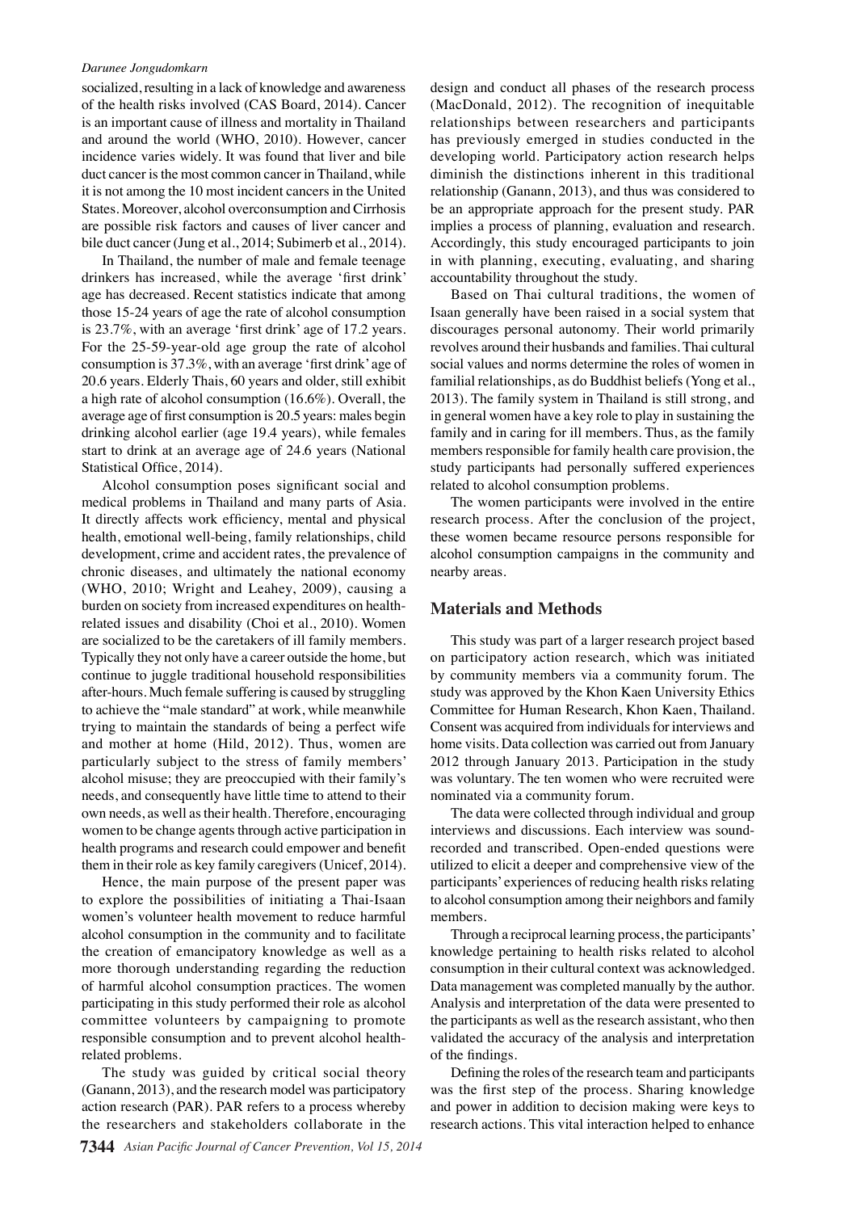socialized, resulting in a lack of knowledge and awareness of the health risks involved (CAS Board, 2014). Cancer is an important cause of illness and mortality in Thailand and around the world (WHO, 2010). However, cancer incidence varies widely. It was found that liver and bile duct cancer is the most common cancer in Thailand, while it is not among the 10 most incident cancers in the United States. Moreover, alcohol overconsumption and Cirrhosis are possible risk factors and causes of liver cancer and bile duct cancer (Jung et al., 2014; Subimerb et al., 2014).

In Thailand, the number of male and female teenage drinkers has increased, while the average 'first drink' age has decreased. Recent statistics indicate that among those 15-24 years of age the rate of alcohol consumption is 23.7%, with an average 'first drink' age of 17.2 years. For the 25-59-year-old age group the rate of alcohol consumption is 37.3%, with an average 'first drink' age of 20.6 years. Elderly Thais, 60 years and older, still exhibit a high rate of alcohol consumption (16.6%). Overall, the average age of first consumption is 20.5 years: males begin drinking alcohol earlier (age 19.4 years), while females start to drink at an average age of 24.6 years (National Statistical Office, 2014).

Alcohol consumption poses significant social and medical problems in Thailand and many parts of Asia. It directly affects work efficiency, mental and physical health, emotional well-being, family relationships, child development, crime and accident rates, the prevalence of chronic diseases, and ultimately the national economy (WHO, 2010; Wright and Leahey, 2009), causing a burden on society from increased expenditures on health-related issues and disability (Choi et al., 2010). Women are socialized to be the caretakers of ill family members. Typically they not only have a career outside the home, but continue to juggle traditional household responsibilities after-hours. Much female suffering is caused by struggling to achieve the "male standard" at work, while meanwhile trying to maintain the standards of being a perfect wife and mother at home (Hild, 2012). Thus, women are particularly subject to the stress of family members' alcohol misuse; they are preoccupied with their family's needs, and consequently have little time to attend to their own needs, as well as their health. Therefore, encouraging women to be change agents through active participation in health programs and research could empower and benefit them in their role as key family caregivers (Unicef, 2014).

Hence, the main purpose of the present paper was to explore the possibilities of initiating a Thai-Isaan women's volunteer health movement to reduce harmful alcohol consumption in the community and to facilitate the creation of emancipatory knowledge as well as a more thorough understanding regarding the reduction of harmful alcohol consumption practices. The women participating in this study performed their role as alcohol committee volunteers by campaigning to promote responsible consumption and to prevent alcohol health-related problems.

The study was guided by critical social theory (Ganann, 2013), and the research model was participatory action research (PAR). PAR refers to a process whereby the researchers and stakeholders collaborate in the design and conduct all phases of the research process (MacDonald, 2012). The recognition of inequitable relationships between researchers and participants has previously emerged in studies conducted in the developing world. Participatory action research helps diminish the distinctions inherent in this traditional relationship (Ganann, 2013), and thus was considered to be an appropriate approach for the present study. PAR implies a process of planning, evaluation and research. Accordingly, this study encouraged participants to join in with planning, executing, evaluating, and sharing accountability throughout the study.

Based on Thai cultural traditions, the women of Isaan generally have been raised in a social system that discourages personal autonomy. Their world primarily revolves around their husbands and families. Thai cultural social values and norms determine the roles of women in familial relationships, as do Buddhist beliefs (Yong et al., 2013). The family system in Thailand is still strong, and in general women have a key role to play in sustaining the family and in caring for ill members. Thus, as the family members responsible for family health care provision, the study participants had personally suffered experiences related to alcohol consumption problems.

The women participants were involved in the entire research process. After the conclusion of the project, these women became resource persons responsible for alcohol consumption campaigns in the community and nearby areas.

## Materials and Methods

This study was part of a larger research project based on participatory action research, which was initiated by community members via a community forum. The study was approved by the Khon Kaen University Ethics Committee for Human Research, Khon Kaen, Thailand. Consent was acquired from individuals for interviews and home visits. Data collection was carried out from January 2012 through January 2013. Participation in the study was voluntary. The ten women who were recruited were nominated via a community forum.

The data were collected through individual and group interviews and discussions. Each interview was sound-recorded and transcribed. Open-ended questions were utilized to elicit a deeper and comprehensive view of the participants' experiences of reducing health risks relating to alcohol consumption among their neighbors and family members.

Through a reciprocal learning process, the participants' knowledge pertaining to health risks related to alcohol consumption in their cultural context was acknowledged. Data management was completed manually by the author. Analysis and interpretation of the data were presented to the participants as well as the research assistant, who then validated the accuracy of the analysis and interpretation of the findings.

Defining the roles of the research team and participants was the first step of the process. Sharing knowledge and power in addition to decision making were keys to research actions. This vital interaction helped to enhance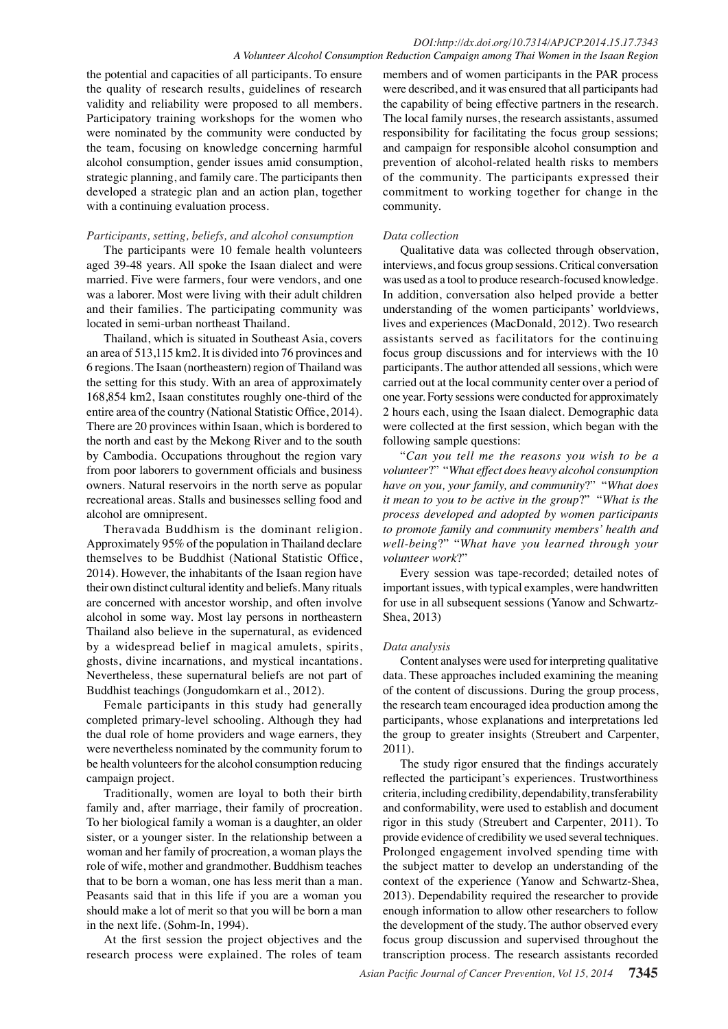the potential and capacities of all participants. To ensure the quality of research results, guidelines of research validity and reliability were proposed to all members. Participatory training workshops for the women who were nominated by the community were conducted by the team, focusing on knowledge concerning harmful alcohol consumption, gender issues amid consumption, strategic planning, and family care. The participants then developed a strategic plan and an action plan, together with a continuing evaluation process.

*Participants, setting, beliefs, and alcohol consumption*

The participants were 10 female health volunteers aged 39-48 years. All spoke the Isaan dialect and were married. Five were farmers, four were vendors, and one was a laborer. Most were living with their adult children and their families. The participating community was located in semi-urban northeast Thailand.

Thailand, which is situated in Southeast Asia, covers an area of 513,115 km2. It is divided into 76 provinces and 6 regions. The Isaan (northeastern) region of Thailand was the setting for this study. With an area of approximately 168,854 km2, Isaan constitutes roughly one-third of the entire area of the country (National Statistic Office, 2014). There are 20 provinces within Isaan, which is bordered to the north and east by the Mekong River and to the south by Cambodia. Occupations throughout the region vary from poor laborers to government officials and business owners. Natural reservoirs in the north serve as popular recreational areas. Stalls and businesses selling food and alcohol are omnipresent.

Theravada Buddhism is the dominant religion. Approximately 95% of the population in Thailand declare themselves to be Buddhist (National Statistic Office, 2014). However, the inhabitants of the Isaan region have their own distinct cultural identity and beliefs. Many rituals are concerned with ancestor worship, and often involve alcohol in some way. Most lay persons in northeastern Thailand also believe in the supernatural, as evidenced by a widespread belief in magical amulets, spirits, ghosts, divine incarnations, and mystical incantations. Nevertheless, these supernatural beliefs are not part of Buddhist teachings (Jongudomkarn et al., 2012).

Female participants in this study had generally completed primary-level schooling. Although they had the dual role of home providers and wage earners, they were nevertheless nominated by the community forum to be health volunteers for the alcohol consumption reducing campaign project.

Traditionally, women are loyal to both their birth family and, after marriage, their family of procreation. To her biological family a woman is a daughter, an older sister, or a younger sister. In the relationship between a woman and her family of procreation, a woman plays the role of wife, mother and grandmother. Buddhism teaches that to be born a woman, one has less merit than a man. Peasants said that in this life if you are a woman you should make a lot of merit so that you will be born a man in the next life. (Sohm-In, 1994).

At the first session the project objectives and the research process were explained. The roles of team members and of women participants in the PAR process were described, and it was ensured that all participants had the capability of being effective partners in the research. The local family nurses, the research assistants, assumed responsibility for facilitating the focus group sessions; and campaign for responsible alcohol consumption and prevention of alcohol-related health risks to members of the community. The participants expressed their commitment to working together for change in the community.

*Data collection*

Qualitative data was collected through observation, interviews, and focus group sessions. Critical conversation was used as a tool to produce research-focused knowledge. In addition, conversation also helped provide a better understanding of the women participants' worldviews, lives and experiences (MacDonald, 2012). Two research assistants served as facilitators for the continuing focus group discussions and for interviews with the 10 participants. The author attended all sessions, which were carried out at the local community center over a period of one year. Forty sessions were conducted for approximately 2 hours each, using the Isaan dialect. Demographic data were collected at the first session, which began with the following sample questions:

"*Can you tell me the reasons you wish to be a volunteer*?" "*What effect does heavy alcohol consumption have on you, your family, and community*?" "*What does it mean to you to be active in the group*?" "*What is the process developed and adopted by women participants to promote family and community members' health and well-being*?" "*What have you learned through your volunteer work*?"

Every session was tape-recorded; detailed notes of important issues, with typical examples, were handwritten for use in all subsequent sessions (Yanow and Schwartz-Shea, 2013)

*Data analysis*

Content analyses were used for interpreting qualitative data. These approaches included examining the meaning of the content of discussions. During the group process, the research team encouraged idea production among the participants, whose explanations and interpretations led the group to greater insights (Streubert and Carpenter, 2011).

The study rigor ensured that the findings accurately reflected the participant's experiences. Trustworthiness criteria, including credibility, dependability, transferability and conformability, were used to establish and document rigor in this study (Streubert and Carpenter, 2011). To provide evidence of credibility we used several techniques. Prolonged engagement involved spending time with the subject matter to develop an understanding of the context of the experience (Yanow and Schwartz-Shea, 2013). Dependability required the researcher to provide enough information to allow other researchers to follow the development of the study. The author observed every focus group discussion and supervised throughout the transcription process. The research assistants recorded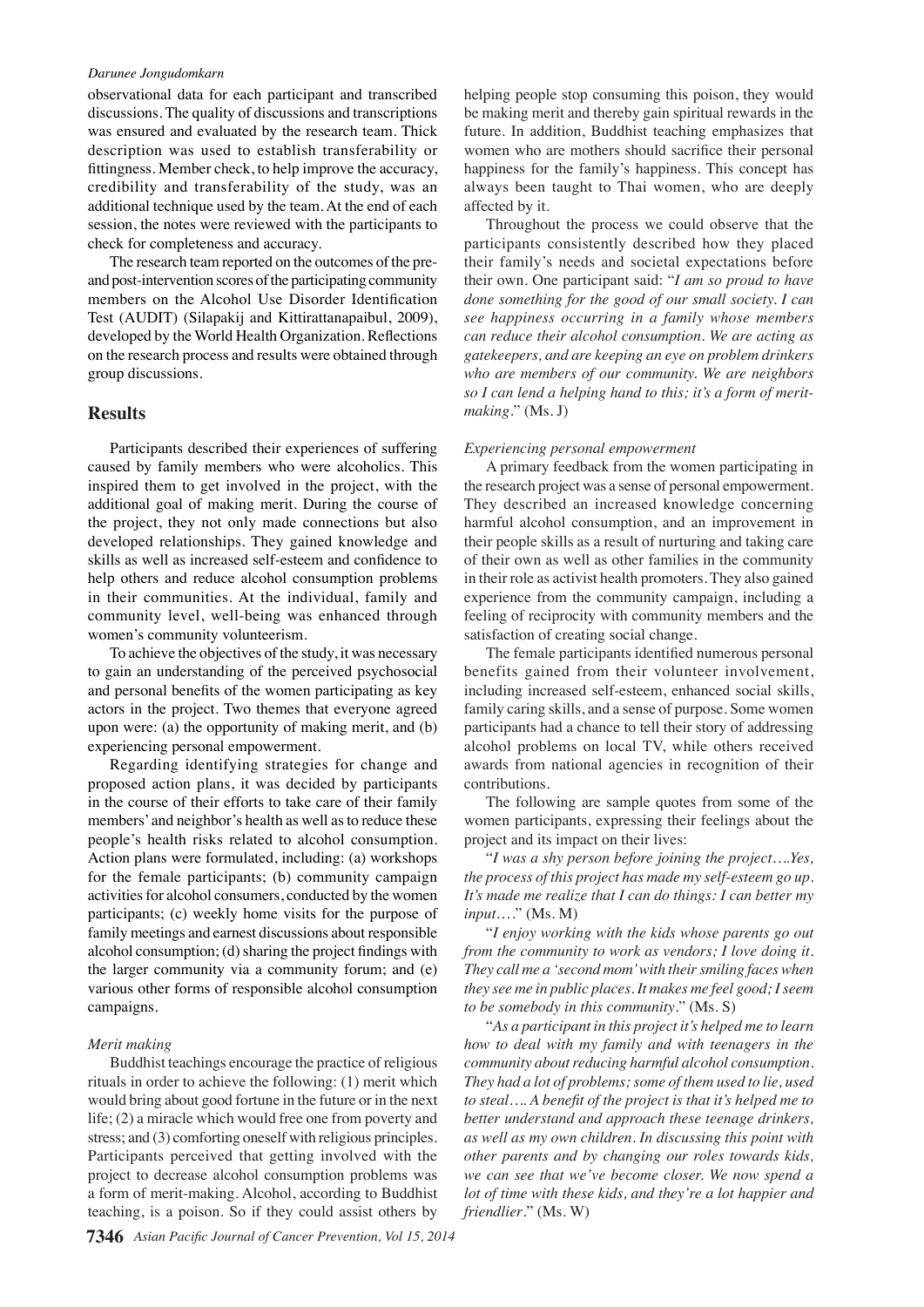observational data for each participant and transcribed discussions. The quality of discussions and transcriptions was ensured and evaluated by the research team. Thick description was used to establish transferability or fittingness. Member check, to help improve the accuracy, credibility and transferability of the study, was an additional technique used by the team. At the end of each session, the notes were reviewed with the participants to check for completeness and accuracy.

The research team reported on the outcomes of the pre- and post-intervention scores of the participating community members on the Alcohol Use Disorder Identification Test (AUDIT) (Silapakij and Kittirattanapaibul, 2009), developed by the World Health Organization. Reflections on the research process and results were obtained through group discussions.

## Results

Participants described their experiences of suffering caused by family members who were alcoholics. This inspired them to get involved in the project, with the additional goal of making merit. During the course of the project, they not only made connections but also developed relationships. They gained knowledge and skills as well as increased self-esteem and confidence to help others and reduce alcohol consumption problems in their communities. At the individual, family and community level, well-being was enhanced through women's community volunteerism.

To achieve the objectives of the study, it was necessary to gain an understanding of the perceived psychosocial and personal benefits of the women participating as key actors in the project. Two themes that everyone agreed upon were: (a) the opportunity of making merit, and (b) experiencing personal empowerment.

Regarding identifying strategies for change and proposed action plans, it was decided by participants in the course of their efforts to take care of their family members' and neighbor's health as well as to reduce these people's health risks related to alcohol consumption. Action plans were formulated, including: (a) workshops for the female participants; (b) community campaign activities for alcohol consumers, conducted by the women participants; (c) weekly home visits for the purpose of family meetings and earnest discussions about responsible alcohol consumption; (d) sharing the project findings with the larger community via a community forum; and (e) various other forms of responsible alcohol consumption campaigns.

### *Merit making*

Buddhist teachings encourage the practice of religious rituals in order to achieve the following: (1) merit which would bring about good fortune in the future or in the next life; (2) a miracle which would free one from poverty and stress; and (3) comforting oneself with religious principles. Participants perceived that getting involved with the project to decrease alcohol consumption problems was a form of merit-making. Alcohol, according to Buddhist teaching, is a poison. So if they could assist others by helping people stop consuming this poison, they would be making merit and thereby gain spiritual rewards in the future. In addition, Buddhist teaching emphasizes that women who are mothers should sacrifice their personal happiness for the family's happiness. This concept has always been taught to Thai women, who are deeply affected by it.

Throughout the process we could observe that the participants consistently described how they placed their family's needs and societal expectations before their own. One participant said: "*I am so proud to have done something for the good of our small society. I can see happiness occurring in a family whose members can reduce their alcohol consumption. We are acting as gatekeepers, and are keeping an eye on problem drinkers who are members of our community. We are neighbors so I can lend a helping hand to this; it's a form of merit-making.*" (Ms. J)

### *Experiencing personal empowerment*

A primary feedback from the women participating in the research project was a sense of personal empowerment. They described an increased knowledge concerning harmful alcohol consumption, and an improvement in their people skills as a result of nurturing and taking care of their own as well as other families in the community in their role as activist health promoters. They also gained experience from the community campaign, including a feeling of reciprocity with community members and the satisfaction of creating social change.

The female participants identified numerous personal benefits gained from their volunteer involvement, including increased self-esteem, enhanced social skills, family caring skills, and a sense of purpose. Some women participants had a chance to tell their story of addressing alcohol problems on local TV, while others received awards from national agencies in recognition of their contributions.

The following are sample quotes from some of the women participants, expressing their feelings about the project and its impact on their lives:

"*I was a shy person before joining the project….Yes, the process of this project has made my self-esteem go up. It's made me realize that I can do things: I can better my input….*" (Ms. M)

"*I enjoy working with the kids whose parents go out from the community to work as vendors; I love doing it. They call me a 'second mom' with their smiling faces when they see me in public places. It makes me feel good; I seem to be somebody in this community.*" (Ms. S)

"*As a participant in this project it's helped me to learn how to deal with my family and with teenagers in the community about reducing harmful alcohol consumption. They had a lot of problems; some of them used to lie, used to steal…. A benefit of the project is that it's helped me to better understand and approach these teenage drinkers, as well as my own children. In discussing this point with other parents and by changing our roles towards kids, we can see that we've become closer. We now spend a lot of time with these kids, and they're a lot happier and friendlier.*" (Ms. W)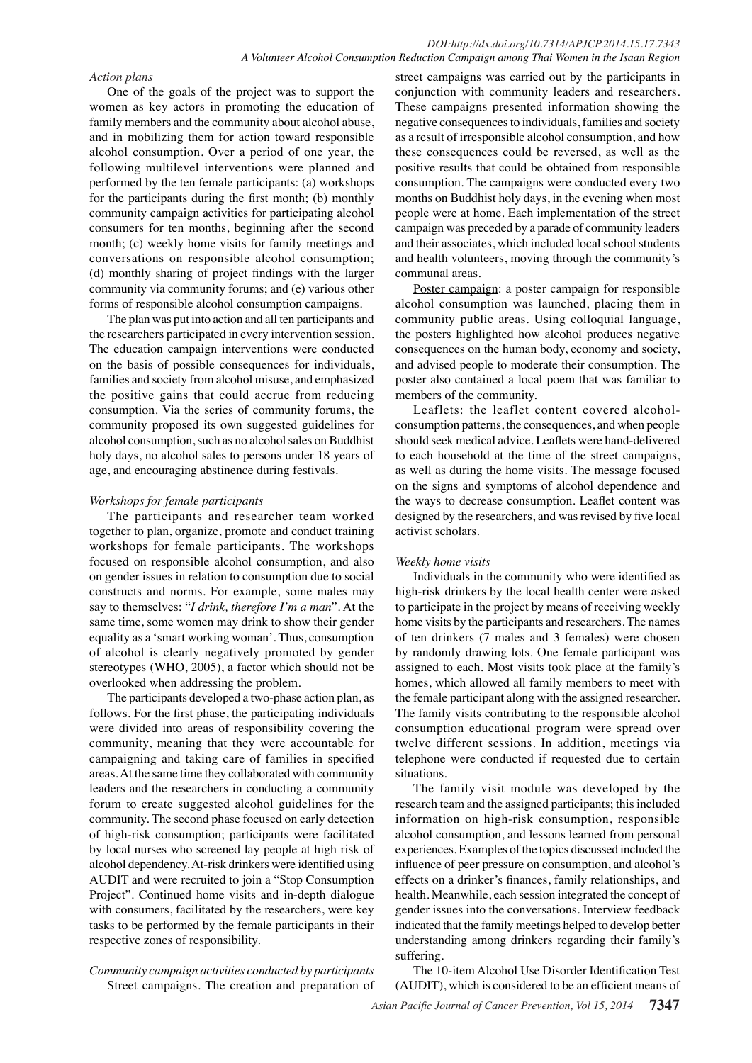*Action plans*

One of the goals of the project was to support the women as key actors in promoting the education of family members and the community about alcohol abuse, and in mobilizing them for action toward responsible alcohol consumption. Over a period of one year, the following multilevel interventions were planned and performed by the ten female participants: (a) workshops for the participants during the first month; (b) monthly community campaign activities for participating alcohol consumers for ten months, beginning after the second month; (c) weekly home visits for family meetings and conversations on responsible alcohol consumption; (d) monthly sharing of project findings with the larger community via community forums; and (e) various other forms of responsible alcohol consumption campaigns.

The plan was put into action and all ten participants and the researchers participated in every intervention session. The education campaign interventions were conducted on the basis of possible consequences for individuals, families and society from alcohol misuse, and emphasized the positive gains that could accrue from reducing consumption. Via the series of community forums, the community proposed its own suggested guidelines for alcohol consumption, such as no alcohol sales on Buddhist holy days, no alcohol sales to persons under 18 years of age, and encouraging abstinence during festivals.

*Workshops for female participants*

The participants and researcher team worked together to plan, organize, promote and conduct training workshops for female participants. The workshops focused on responsible alcohol consumption, and also on gender issues in relation to consumption due to social constructs and norms. For example, some males may say to themselves: "*I drink, therefore I'm a man*". At the same time, some women may drink to show their gender equality as a 'smart working woman'. Thus, consumption of alcohol is clearly negatively promoted by gender stereotypes (WHO, 2005), a factor which should not be overlooked when addressing the problem.

The participants developed a two-phase action plan, as follows. For the first phase, the participating individuals were divided into areas of responsibility covering the community, meaning that they were accountable for campaigning and taking care of families in specified areas. At the same time they collaborated with community leaders and the researchers in conducting a community forum to create suggested alcohol guidelines for the community. The second phase focused on early detection of high-risk consumption; participants were facilitated by local nurses who screened lay people at high risk of alcohol dependency. At-risk drinkers were identified using AUDIT and were recruited to join a "Stop Consumption Project". Continued home visits and in-depth dialogue with consumers, facilitated by the researchers, were key tasks to be performed by the female participants in their respective zones of responsibility.

*Community campaign activities conducted by participants*

Street campaigns. The creation and preparation of street campaigns was carried out by the participants in conjunction with community leaders and researchers. These campaigns presented information showing the negative consequences to individuals, families and society as a result of irresponsible alcohol consumption, and how these consequences could be reversed, as well as the positive results that could be obtained from responsible consumption. The campaigns were conducted every two months on Buddhist holy days, in the evening when most people were at home. Each implementation of the street campaign was preceded by a parade of community leaders and their associates, which included local school students and health volunteers, moving through the community's communal areas.

<u>Poster campaign</u>: a poster campaign for responsible alcohol consumption was launched, placing them in community public areas. Using colloquial language, the posters highlighted how alcohol produces negative consequences on the human body, economy and society, and advised people to moderate their consumption. The poster also contained a local poem that was familiar to members of the community.

<u>Leaflets</u>: the leaflet content covered alcohol-consumption patterns, the consequences, and when people should seek medical advice. Leaflets were hand-delivered to each household at the time of the street campaigns, as well as during the home visits. The message focused on the signs and symptoms of alcohol dependence and the ways to decrease consumption. Leaflet content was designed by the researchers, and was revised by five local activist scholars.

*Weekly home visits*

Individuals in the community who were identified as high-risk drinkers by the local health center were asked to participate in the project by means of receiving weekly home visits by the participants and researchers. The names of ten drinkers (7 males and 3 females) were chosen by randomly drawing lots. One female participant was assigned to each. Most visits took place at the family's homes, which allowed all family members to meet with the female participant along with the assigned researcher. The family visits contributing to the responsible alcohol consumption educational program were spread over twelve different sessions. In addition, meetings via telephone were conducted if requested due to certain situations.

The family visit module was developed by the research team and the assigned participants; this included information on high-risk consumption, responsible alcohol consumption, and lessons learned from personal experiences. Examples of the topics discussed included the influence of peer pressure on consumption, and alcohol's effects on a drinker's finances, family relationships, and health. Meanwhile, each session integrated the concept of gender issues into the conversations. Interview feedback indicated that the family meetings helped to develop better understanding among drinkers regarding their family's suffering.

The 10-item Alcohol Use Disorder Identification Test (AUDIT), which is considered to be an efficient means of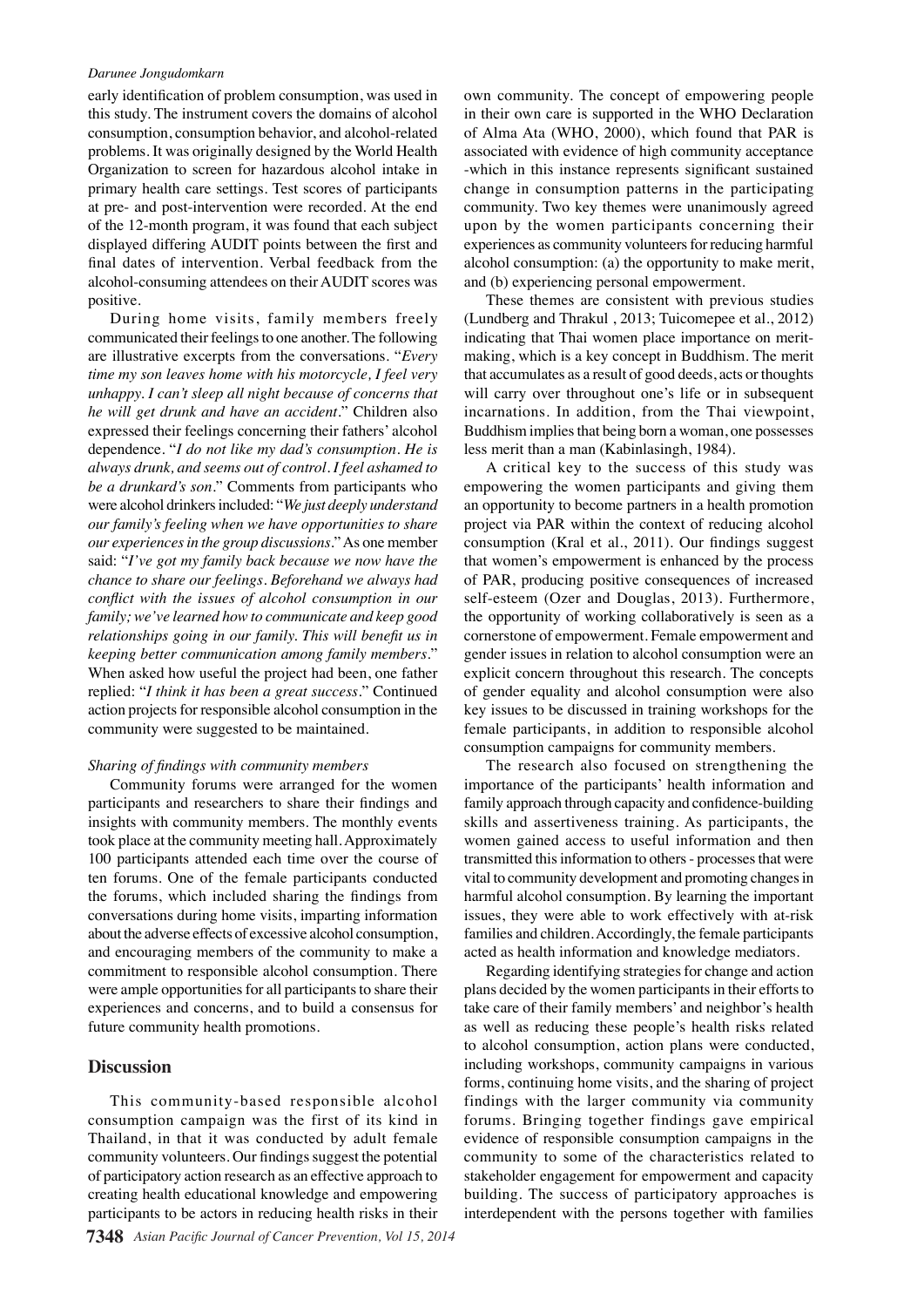early identification of problem consumption, was used in this study. The instrument covers the domains of alcohol consumption, consumption behavior, and alcohol-related problems. It was originally designed by the World Health Organization to screen for hazardous alcohol intake in primary health care settings. Test scores of participants at pre- and post-intervention were recorded. At the end of the 12-month program, it was found that each subject displayed differing AUDIT points between the first and final dates of intervention. Verbal feedback from the alcohol-consuming attendees on their AUDIT scores was positive.

During home visits, family members freely communicated their feelings to one another. The following are illustrative excerpts from the conversations. "*Every time my son leaves home with his motorcycle, I feel very unhappy. I can't sleep all night because of concerns that he will get drunk and have an accident*." Children also expressed their feelings concerning their fathers' alcohol dependence. "*I do not like my dad's consumption. He is always drunk, and seems out of control. I feel ashamed to be a drunkard's son*." Comments from participants who were alcohol drinkers included: "*We just deeply understand our family's feeling when we have opportunities to share our experiences in the group discussions*." As one member said: "*I've got my family back because we now have the chance to share our feelings. Beforehand we always had conflict with the issues of alcohol consumption in our family; we've learned how to communicate and keep good relationships going in our family. This will benefit us in keeping better communication among family members*." When asked how useful the project had been, one father replied: "*I think it has been a great success*." Continued action projects for responsible alcohol consumption in the community were suggested to be maintained.

*Sharing of findings with community members*

Community forums were arranged for the women participants and researchers to share their findings and insights with community members. The monthly events took place at the community meeting hall. Approximately 100 participants attended each time over the course of ten forums. One of the female participants conducted the forums, which included sharing the findings from conversations during home visits, imparting information about the adverse effects of excessive alcohol consumption, and encouraging members of the community to make a commitment to responsible alcohol consumption. There were ample opportunities for all participants to share their experiences and concerns, and to build a consensus for future community health promotions.

## Discussion

This community-based responsible alcohol consumption campaign was the first of its kind in Thailand, in that it was conducted by adult female community volunteers. Our findings suggest the potential of participatory action research as an effective approach to creating health educational knowledge and empowering participants to be actors in reducing health risks in their own community. The concept of empowering people in their own care is supported in the WHO Declaration of Alma Ata (WHO, 2000), which found that PAR is associated with evidence of high community acceptance -which in this instance represents significant sustained change in consumption patterns in the participating community. Two key themes were unanimously agreed upon by the women participants concerning their experiences as community volunteers for reducing harmful alcohol consumption: (a) the opportunity to make merit, and (b) experiencing personal empowerment.

These themes are consistent with previous studies (Lundberg and Thrakul , 2013; Tuicomepee et al., 2012) indicating that Thai women place importance on merit-making, which is a key concept in Buddhism. The merit that accumulates as a result of good deeds, acts or thoughts will carry over throughout one's life or in subsequent incarnations. In addition, from the Thai viewpoint, Buddhism implies that being born a woman, one possesses less merit than a man (Kabinlasingh, 1984).

A critical key to the success of this study was empowering the women participants and giving them an opportunity to become partners in a health promotion project via PAR within the context of reducing alcohol consumption (Kral et al., 2011). Our findings suggest that women's empowerment is enhanced by the process of PAR, producing positive consequences of increased self-esteem (Ozer and Douglas, 2013). Furthermore, the opportunity of working collaboratively is seen as a cornerstone of empowerment. Female empowerment and gender issues in relation to alcohol consumption were an explicit concern throughout this research. The concepts of gender equality and alcohol consumption were also key issues to be discussed in training workshops for the female participants, in addition to responsible alcohol consumption campaigns for community members.

The research also focused on strengthening the importance of the participants' health information and family approach through capacity and confidence-building skills and assertiveness training. As participants, the women gained access to useful information and then transmitted this information to others - processes that were vital to community development and promoting changes in harmful alcohol consumption. By learning the important issues, they were able to work effectively with at-risk families and children. Accordingly, the female participants acted as health information and knowledge mediators.

Regarding identifying strategies for change and action plans decided by the women participants in their efforts to take care of their family members' and neighbor's health as well as reducing these people's health risks related to alcohol consumption, action plans were conducted, including workshops, community campaigns in various forms, continuing home visits, and the sharing of project findings with the larger community via community forums. Bringing together findings gave empirical evidence of responsible consumption campaigns in the community to some of the characteristics related to stakeholder engagement for empowerment and capacity building. The success of participatory approaches is interdependent with the persons together with families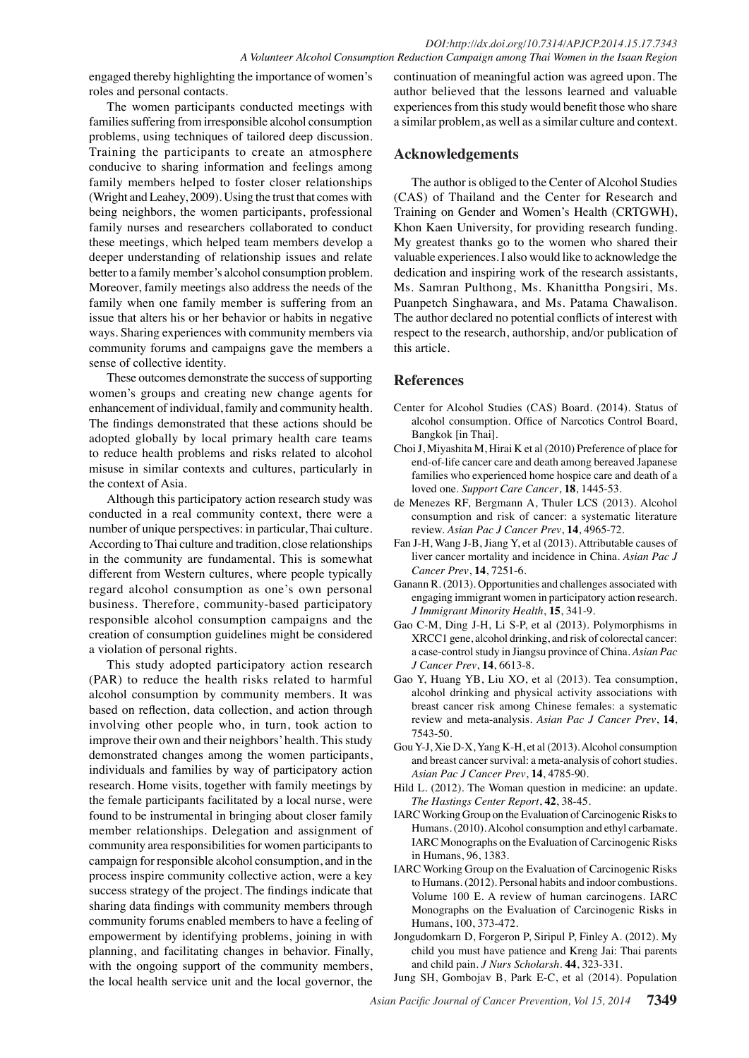engaged thereby highlighting the importance of women's roles and personal contacts.

The women participants conducted meetings with families suffering from irresponsible alcohol consumption problems, using techniques of tailored deep discussion. Training the participants to create an atmosphere conducive to sharing information and feelings among family members helped to foster closer relationships (Wright and Leahey, 2009). Using the trust that comes with being neighbors, the women participants, professional family nurses and researchers collaborated to conduct these meetings, which helped team members develop a deeper understanding of relationship issues and relate better to a family member's alcohol consumption problem. Moreover, family meetings also address the needs of the family when one family member is suffering from an issue that alters his or her behavior or habits in negative ways. Sharing experiences with community members via community forums and campaigns gave the members a sense of collective identity.

These outcomes demonstrate the success of supporting women's groups and creating new change agents for enhancement of individual, family and community health. The findings demonstrated that these actions should be adopted globally by local primary health care teams to reduce health problems and risks related to alcohol misuse in similar contexts and cultures, particularly in the context of Asia.

Although this participatory action research study was conducted in a real community context, there were a number of unique perspectives: in particular, Thai culture. According to Thai culture and tradition, close relationships in the community are fundamental. This is somewhat different from Western cultures, where people typically regard alcohol consumption as one's own personal business. Therefore, community-based participatory responsible alcohol consumption campaigns and the creation of consumption guidelines might be considered a violation of personal rights.

This study adopted participatory action research (PAR) to reduce the health risks related to harmful alcohol consumption by community members. It was based on reflection, data collection, and action through involving other people who, in turn, took action to improve their own and their neighbors' health. This study demonstrated changes among the women participants, individuals and families by way of participatory action research. Home visits, together with family meetings by the female participants facilitated by a local nurse, were found to be instrumental in bringing about closer family member relationships. Delegation and assignment of community area responsibilities for women participants to campaign for responsible alcohol consumption, and in the process inspire community collective action, were a key success strategy of the project. The findings indicate that sharing data findings with community members through community forums enabled members to have a feeling of empowerment by identifying problems, joining in with planning, and facilitating changes in behavior. Finally, with the ongoing support of the community members, the local health service unit and the local governor, the continuation of meaningful action was agreed upon. The author believed that the lessons learned and valuable experiences from this study would benefit those who share a similar problem, as well as a similar culture and context.

## Acknowledgements

The author is obliged to the Center of Alcohol Studies (CAS) of Thailand and the Center for Research and Training on Gender and Women's Health (CRTGWH), Khon Kaen University, for providing research funding. My greatest thanks go to the women who shared their valuable experiences. I also would like to acknowledge the dedication and inspiring work of the research assistants, Ms. Samran Pulthong, Ms. Khanittha Pongsiri, Ms. Puanpetch Singhawara, and Ms. Patama Chawalison. The author declared no potential conflicts of interest with respect to the research, authorship, and/or publication of this article.

## References

Center for Alcohol Studies (CAS) Board. (2014). Status of alcohol consumption. Office of Narcotics Control Board, Bangkok [in Thai].

Choi J, Miyashita M, Hirai K et al (2010) Preference of place for end-of-life cancer care and death among bereaved Japanese families who experienced home hospice care and death of a loved one. *Support Care Cancer*, **18**, 1445-53.

de Menezes RF, Bergmann A, Thuler LCS (2013). Alcohol consumption and risk of cancer: a systematic literature review. *Asian Pac J Cancer Prev*, **14**, 4965-72.

Fan J-H, Wang J-B, Jiang Y, et al (2013). Attributable causes of liver cancer mortality and incidence in China. *Asian Pac J Cancer Prev*, **14**, 7251-6.

Ganann R. (2013). Opportunities and challenges associated with engaging immigrant women in participatory action research. *J Immigrant Minority Health*, **15**, 341-9.

Gao C-M, Ding J-H, Li S-P, et al (2013). Polymorphisms in XRCC1 gene, alcohol drinking, and risk of colorectal cancer: a case-control study in Jiangsu province of China. *Asian Pac J Cancer Prev*, **14**, 6613-8.

Gao Y, Huang YB, Liu XO, et al (2013). Tea consumption, alcohol drinking and physical activity associations with breast cancer risk among Chinese females: a systematic review and meta-analysis. *Asian Pac J Cancer Prev*, **14**, 7543-50.

Gou Y-J, Xie D-X, Yang K-H, et al (2013). Alcohol consumption and breast cancer survival: a meta-analysis of cohort studies. *Asian Pac J Cancer Prev*, **14**, 4785-90.

Hild L. (2012). The Woman question in medicine: an update. *The Hastings Center Report*, **42**, 38-45.

IARC Working Group on the Evaluation of Carcinogenic Risks to Humans. (2010). Alcohol consumption and ethyl carbamate. IARC Monographs on the Evaluation of Carcinogenic Risks in Humans, 96, 1383.

IARC Working Group on the Evaluation of Carcinogenic Risks to Humans. (2012). Personal habits and indoor combustions. Volume 100 E. A review of human carcinogens. IARC Monographs on the Evaluation of Carcinogenic Risks in Humans, 100, 373-472.

Jongudomkarn D, Forgeron P, Siripul P, Finley A. (2012). My child you must have patience and Kreng Jai: Thai parents and child pain. *J Nurs Scholarsh*. **44**, 323-331.

Jung SH, Gombojav B, Park E-C, et al (2014). Population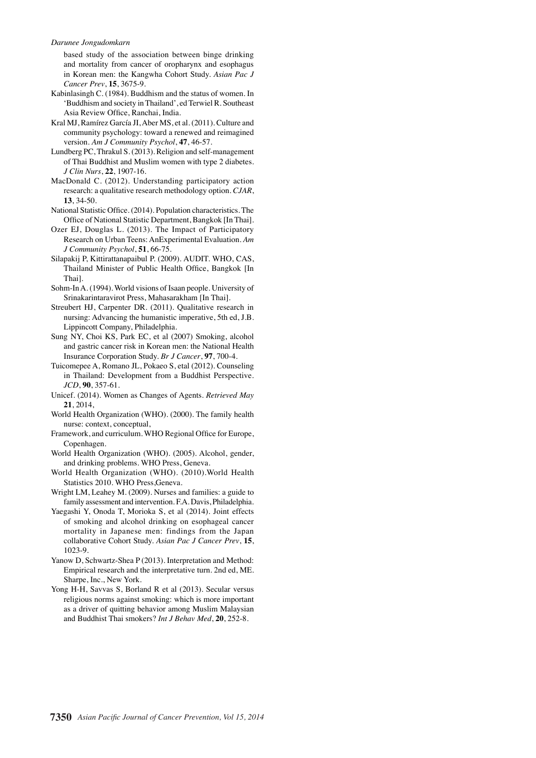based study of the association between binge drinking and mortality from cancer of oropharynx and esophagus in Korean men: the Kangwha Cohort Study. *Asian Pac J Cancer Prev*, **15**, 3675-9.

Kabinlasingh C. (1984). Buddhism and the status of women. In 'Buddhism and society in Thailand', ed Terwiel R. Southeast Asia Review Office, Ranchai, India.

Kral MJ, Ramírez García JI, Aber MS, et al. (2011). Culture and community psychology: toward a renewed and reimagined version. *Am J Community Psychol*, **47**, 46-57.

Lundberg PC, Thrakul S. (2013). Religion and self-management of Thai Buddhist and Muslim women with type 2 diabetes. *J Clin Nurs*, **22**, 1907-16.

MacDonald C. (2012). Understanding participatory action research: a qualitative research methodology option. *CJAR*, **13**, 34-50.

National Statistic Office. (2014). Population characteristics. The Office of National Statistic Department, Bangkok [In Thai].

Ozer EJ, Douglas L. (2013). The Impact of Participatory Research on Urban Teens: AnExperimental Evaluation. *Am J Community Psychol*, **51**, 66-75.

Silapakij P, Kittirattanapaibul P. (2009). AUDIT. WHO, CAS, Thailand Minister of Public Health Office, Bangkok [In Thai].

Sohm-In A. (1994). World visions of Isaan people. University of Srinakarintaravirot Press, Mahasarakham [In Thai].

Streubert HJ, Carpenter DR. (2011). Qualitative research in nursing: Advancing the humanistic imperative, 5th ed, J.B. Lippincott Company, Philadelphia.

Sung NY, Choi KS, Park EC, et al (2007) Smoking, alcohol and gastric cancer risk in Korean men: the National Health Insurance Corporation Study. *Br J Cancer*, **97**, 700-4.

Tuicomepee A, Romano JL, Pokaeo S, etal (2012). Counseling in Thailand: Development from a Buddhist Perspective. *JCD*, **90**, 357-61.

Unicef. (2014). Women as Changes of Agents. *Retrieved May* **21**, 2014,

World Health Organization (WHO). (2000). The family health nurse: context, conceptual,

Framework, and curriculum. WHO Regional Office for Europe, Copenhagen.

World Health Organization (WHO). (2005). Alcohol, gender, and drinking problems. WHO Press, Geneva.

World Health Organization (WHO). (2010).World Health Statistics 2010. WHO Press,Geneva.

Wright LM, Leahey M. (2009). Nurses and families: a guide to family assessment and intervention. F.A. Davis, Philadelphia.

Yaegashi Y, Onoda T, Morioka S, et al (2014). Joint effects of smoking and alcohol drinking on esophageal cancer mortality in Japanese men: findings from the Japan collaborative Cohort Study. *Asian Pac J Cancer Prev*, **15**, 1023-9.

Yanow D, Schwartz-Shea P (2013). Interpretation and Method: Empirical research and the interpretative turn. 2nd ed, ME. Sharpe, Inc., New York.

Yong H-H, Savvas S, Borland R et al (2013). Secular versus religious norms against smoking: which is more important as a driver of quitting behavior among Muslim Malaysian and Buddhist Thai smokers? *Int J Behav Med*, **20**, 252-8.